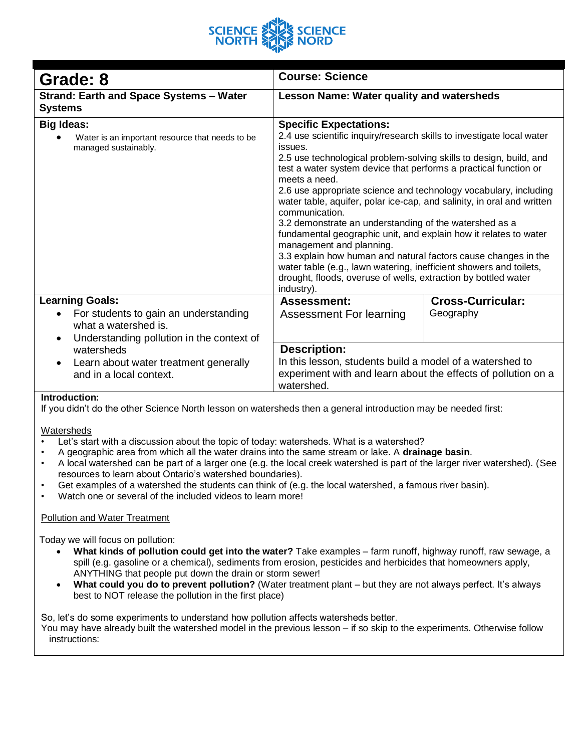SCIENCE NORTH SCIENCE NORD

| **Grade: 8** | **Course: Science** | |
|---|---|---|
| **Strand: Earth and Space Systems – Water Systems** | **Lesson Name: Water quality and watersheds** | |
| **Big Ideas:**<br>• Water is an important resource that needs to be managed sustainably. | **Specific Expectations:**<br>2.4 use scientific inquiry/research skills to investigate local water issues.<br>2.5 use technological problem-solving skills to design, build, and test a water system device that performs a practical function or meets a need.<br>2.6 use appropriate science and technology vocabulary, including water table, aquifer, polar ice-cap, and salinity, in oral and written communication.<br>3.2 demonstrate an understanding of the watershed as a fundamental geographic unit, and explain how it relates to water management and planning.<br>3.3 explain how human and natural factors cause changes in the water table (e.g., lawn watering, inefficient showers and toilets, drought, floods, overuse of wells, extraction by bottled water industry). | |
| **Learning Goals:**<br>• For students to gain an understanding what a watershed is.<br>• Understanding pollution in the context of watersheds<br>• Learn about water treatment generally and in a local context. | **Assessment:**<br>Assessment For learning | **Cross-Curricular:**<br>Geography |
| | **Description:**<br>In this lesson, students build a model of a watershed to experiment with and learn about the effects of pollution on a watershed. | |

**Introduction:**

If you didn't do the other Science North lesson on watersheds then a general introduction may be needed first:

Watersheds

- Let's start with a discussion about the topic of today: watersheds. What is a watershed?
- A geographic area from which all the water drains into the same stream or lake. A **drainage basin**.
- A local watershed can be part of a larger one (e.g. the local creek watershed is part of the larger river watershed). (See resources to learn about Ontario's watershed boundaries).
- Get examples of a watershed the students can think of (e.g. the local watershed, a famous river basin).
- Watch one or several of the included videos to learn more!

Pollution and Water Treatment

Today we will focus on pollution:

- **What kinds of pollution could get into the water?** Take examples – farm runoff, highway runoff, raw sewage, a spill (e.g. gasoline or a chemical), sediments from erosion, pesticides and herbicides that homeowners apply, ANYTHING that people put down the drain or storm sewer!
- **What could you do to prevent pollution?** (Water treatment plant – but they are not always perfect. It's always best to NOT release the pollution in the first place)

So, let's do some experiments to understand how pollution affects watersheds better.

You may have already built the watershed model in the previous lesson – if so skip to the experiments. Otherwise follow instructions: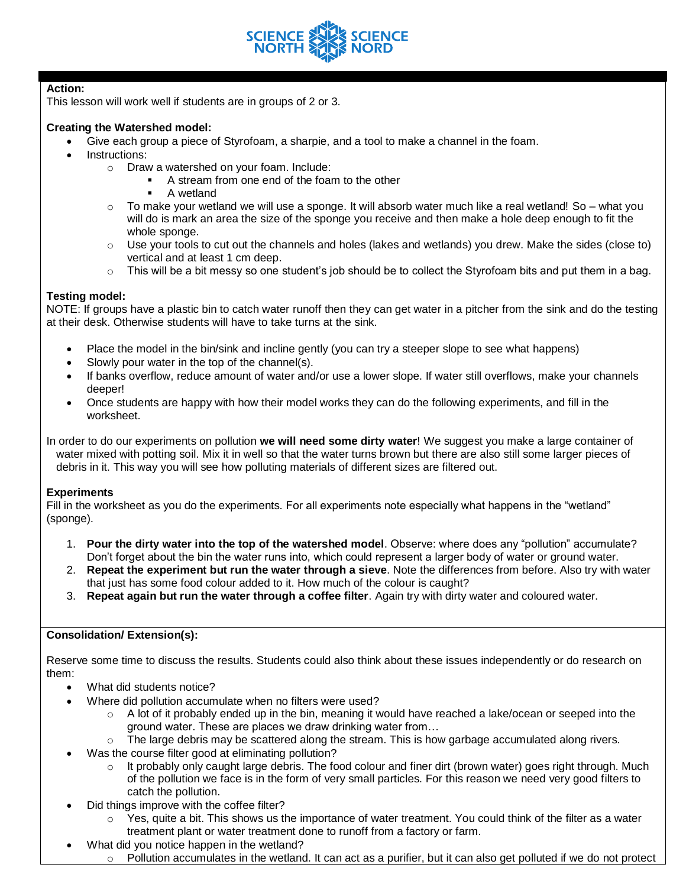**Action:**
This lesson will work well if students are in groups of 2 or 3.

**Creating the Watershed model:**

- Give each group a piece of Styrofoam, a sharpie, and a tool to make a channel in the foam.
- Instructions:
  - Draw a watershed on your foam. Include:
    - A stream from one end of the foam to the other
    - A wetland
  - To make your wetland we will use a sponge. It will absorb water much like a real wetland! So – what you will do is mark an area the size of the sponge you receive and then make a hole deep enough to fit the whole sponge.
  - Use your tools to cut out the channels and holes (lakes and wetlands) you drew. Make the sides (close to) vertical and at least 1 cm deep.
  - This will be a bit messy so one student's job should be to collect the Styrofoam bits and put them in a bag.

**Testing model:**
NOTE: If groups have a plastic bin to catch water runoff then they can get water in a pitcher from the sink and do the testing at their desk. Otherwise students will have to take turns at the sink.

- Place the model in the bin/sink and incline gently (you can try a steeper slope to see what happens)
- Slowly pour water in the top of the channel(s).
- If banks overflow, reduce amount of water and/or use a lower slope. If water still overflows, make your channels deeper!
- Once students are happy with how their model works they can do the following experiments, and fill in the worksheet.

In order to do our experiments on pollution **we will need some dirty water**! We suggest you make a large container of water mixed with potting soil. Mix it in well so that the water turns brown but there are also still some larger pieces of debris in it. This way you will see how polluting materials of different sizes are filtered out.

**Experiments**
Fill in the worksheet as you do the experiments. For all experiments note especially what happens in the "wetland" (sponge).

1. **Pour the dirty water into the top of the watershed model**. Observe: where does any "pollution" accumulate? Don't forget about the bin the water runs into, which could represent a larger body of water or ground water.
2. **Repeat the experiment but run the water through a sieve**. Note the differences from before. Also try with water that just has some food colour added to it. How much of the colour is caught?
3. **Repeat again but run the water through a coffee filter**. Again try with dirty water and coloured water.

**Consolidation/ Extension(s):**

Reserve some time to discuss the results. Students could also think about these issues independently or do research on them:

- What did students notice?
- Where did pollution accumulate when no filters were used?
  - A lot of it probably ended up in the bin, meaning it would have reached a lake/ocean or seeped into the ground water. These are places we draw drinking water from…
  - The large debris may be scattered along the stream. This is how garbage accumulated along rivers.
- Was the course filter good at eliminating pollution?
  - It probably only caught large debris. The food colour and finer dirt (brown water) goes right through. Much of the pollution we face is in the form of very small particles. For this reason we need very good filters to catch the pollution.
- Did things improve with the coffee filter?
  - Yes, quite a bit. This shows us the importance of water treatment. You could think of the filter as a water treatment plant or water treatment done to runoff from a factory or farm.
- What did you notice happen in the wetland?
  - Pollution accumulates in the wetland. It can act as a purifier, but it can also get polluted if we do not protect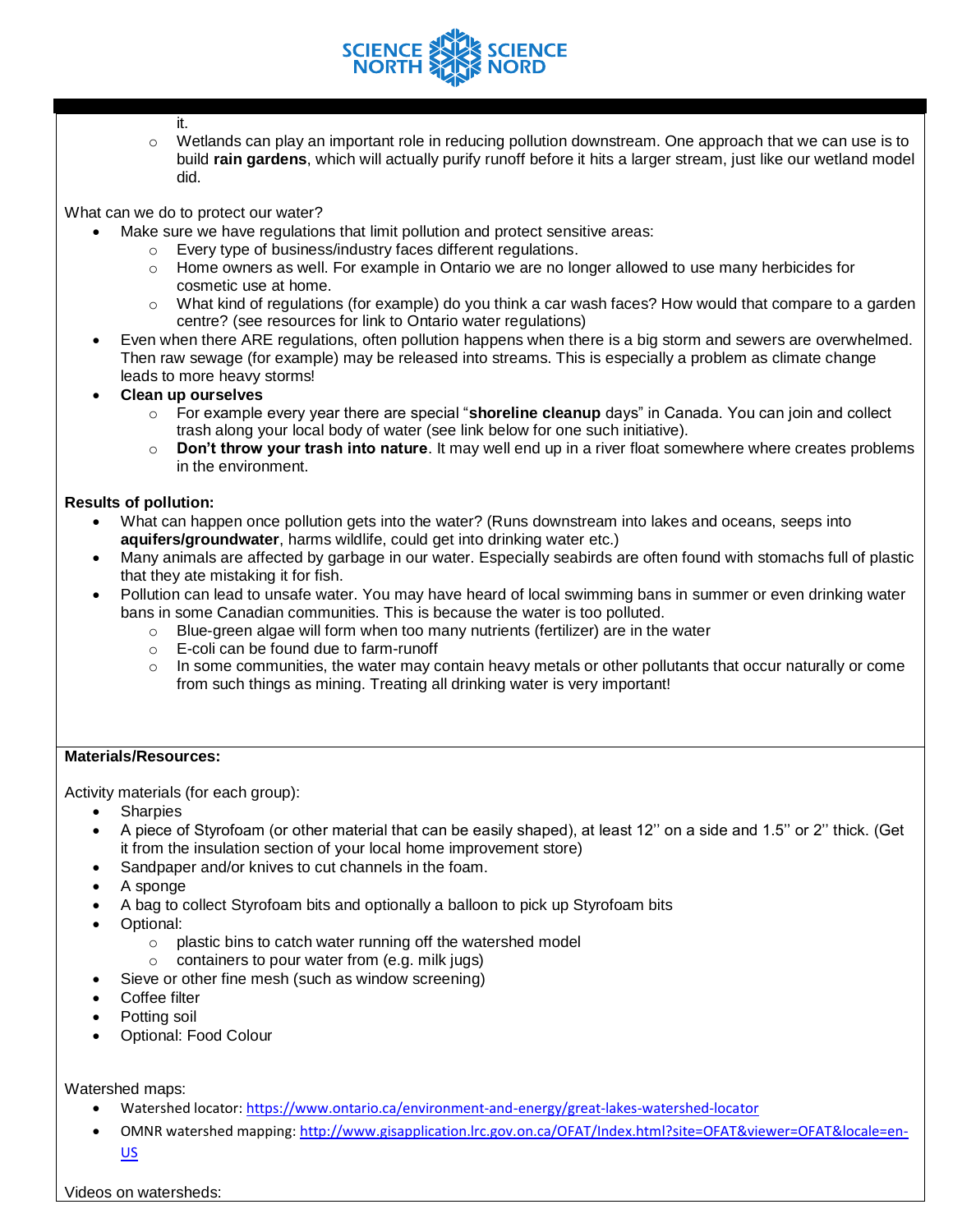it.

- Wetlands can play an important role in reducing pollution downstream. One approach that we can use is to build **rain gardens**, which will actually purify runoff before it hits a larger stream, just like our wetland model did.

What can we do to protect our water?

- Make sure we have regulations that limit pollution and protect sensitive areas:
  - Every type of business/industry faces different regulations.
  - Home owners as well. For example in Ontario we are no longer allowed to use many herbicides for cosmetic use at home.
  - What kind of regulations (for example) do you think a car wash faces? How would that compare to a garden centre? (see resources for link to Ontario water regulations)
- Even when there ARE regulations, often pollution happens when there is a big storm and sewers are overwhelmed. Then raw sewage (for example) may be released into streams. This is especially a problem as climate change leads to more heavy storms!
- **Clean up ourselves**
  - For example every year there are special "**shoreline cleanup** days" in Canada. You can join and collect trash along your local body of water (see link below for one such initiative).
  - **Don't throw your trash into nature**. It may well end up in a river float somewhere where creates problems in the environment.

**Results of pollution:**

- What can happen once pollution gets into the water? (Runs downstream into lakes and oceans, seeps into **aquifers/groundwater**, harms wildlife, could get into drinking water etc.)
- Many animals are affected by garbage in our water. Especially seabirds are often found with stomachs full of plastic that they ate mistaking it for fish.
- Pollution can lead to unsafe water. You may have heard of local swimming bans in summer or even drinking water bans in some Canadian communities. This is because the water is too polluted.
  - Blue-green algae will form when too many nutrients (fertilizer) are in the water
  - E-coli can be found due to farm-runoff
  - In some communities, the water may contain heavy metals or other pollutants that occur naturally or come from such things as mining. Treating all drinking water is very important!

**Materials/Resources:**

Activity materials (for each group):

- Sharpies
- A piece of Styrofoam (or other material that can be easily shaped), at least 12'' on a side and 1.5'' or 2'' thick. (Get it from the insulation section of your local home improvement store)
- Sandpaper and/or knives to cut channels in the foam.
- A sponge
- A bag to collect Styrofoam bits and optionally a balloon to pick up Styrofoam bits
- Optional:
  - plastic bins to catch water running off the watershed model
  - containers to pour water from (e.g. milk jugs)
- Sieve or other fine mesh (such as window screening)
- Coffee filter
- Potting soil
- Optional: Food Colour

Watershed maps:

- Watershed locator: https://www.ontario.ca/environment-and-energy/great-lakes-watershed-locator
- OMNR watershed mapping: http://www.gisapplication.lrc.gov.on.ca/OFAT/Index.html?site=OFAT&viewer=OFAT&locale=en-US

Videos on watersheds: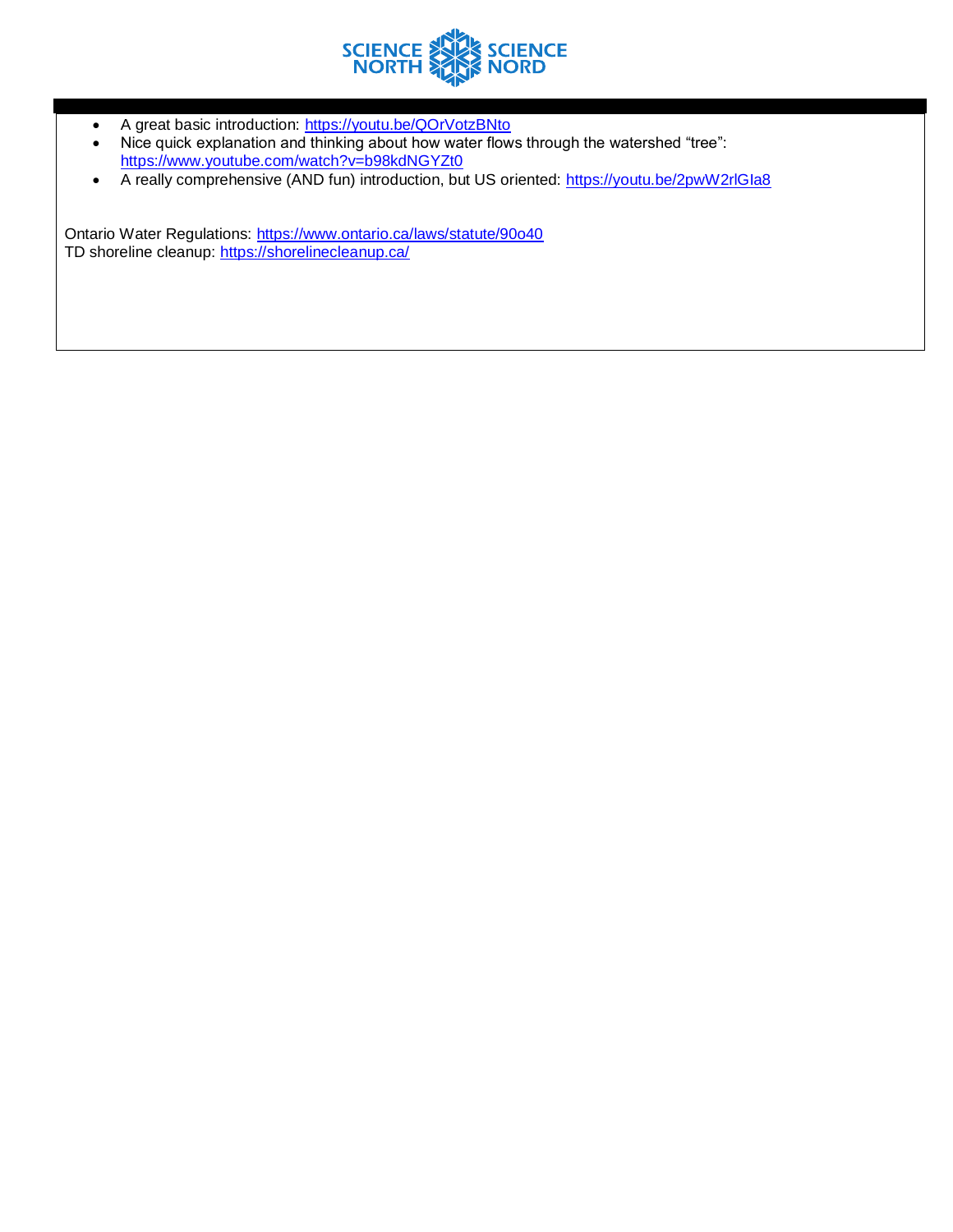- A great basic introduction: https://youtu.be/QOrVotzBNto
- Nice quick explanation and thinking about how water flows through the watershed "tree": https://www.youtube.com/watch?v=b98kdNGYZt0
- A really comprehensive (AND fun) introduction, but US oriented: https://youtu.be/2pwW2rlGIa8

Ontario Water Regulations: https://www.ontario.ca/laws/statute/90o40
TD shoreline cleanup: https://shorelinecleanup.ca/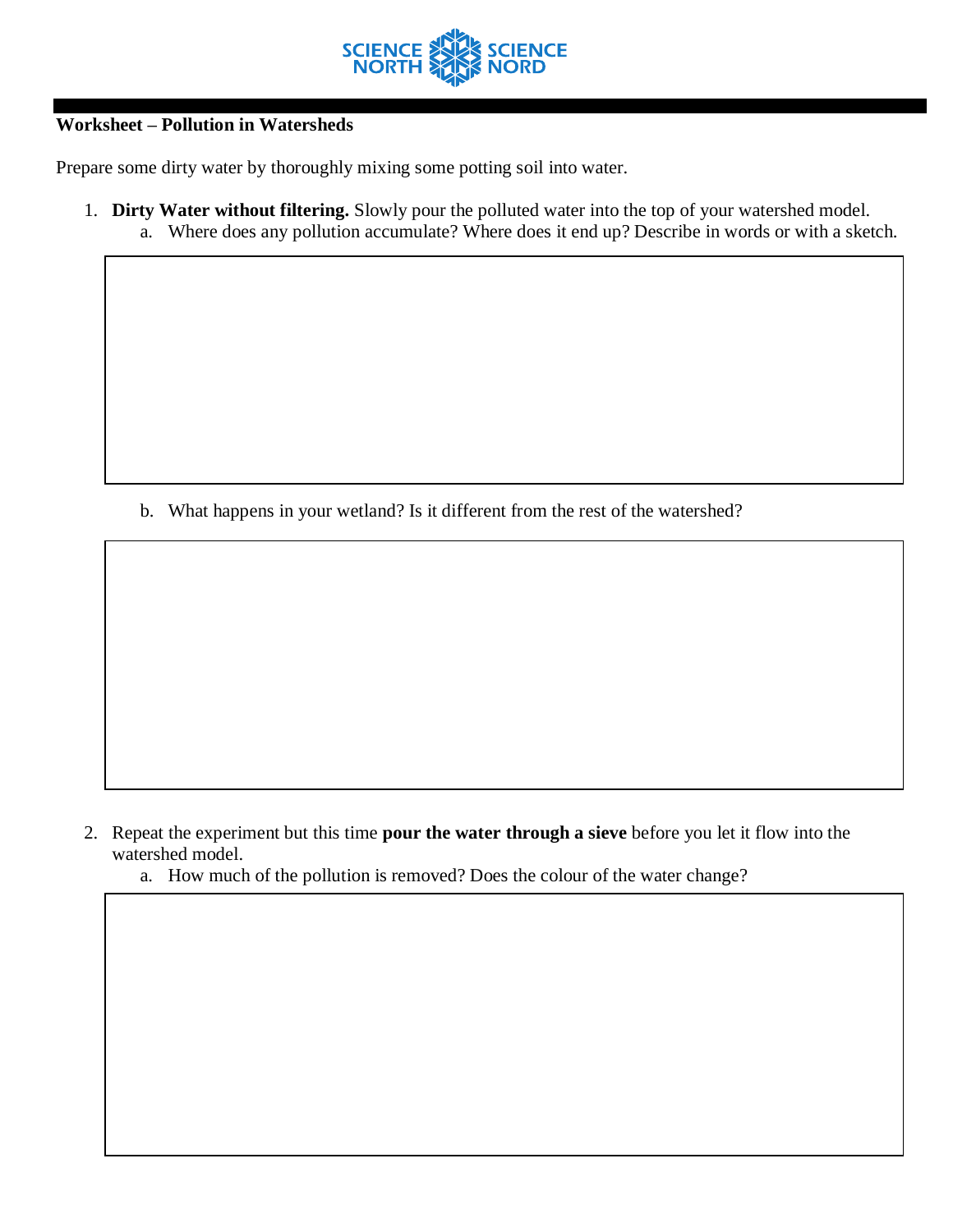**Worksheet – Pollution in Watersheds**

Prepare some dirty water by thoroughly mixing some potting soil into water.

1. **Dirty Water without filtering.** Slowly pour the polluted water into the top of your watershed model.
   a. Where does any pollution accumulate? Where does it end up? Describe in words or with a sketch.

   b. What happens in your wetland? Is it different from the rest of the watershed?

2. Repeat the experiment but this time **pour the water through a sieve** before you let it flow into the watershed model.
   a. How much of the pollution is removed? Does the colour of the water change?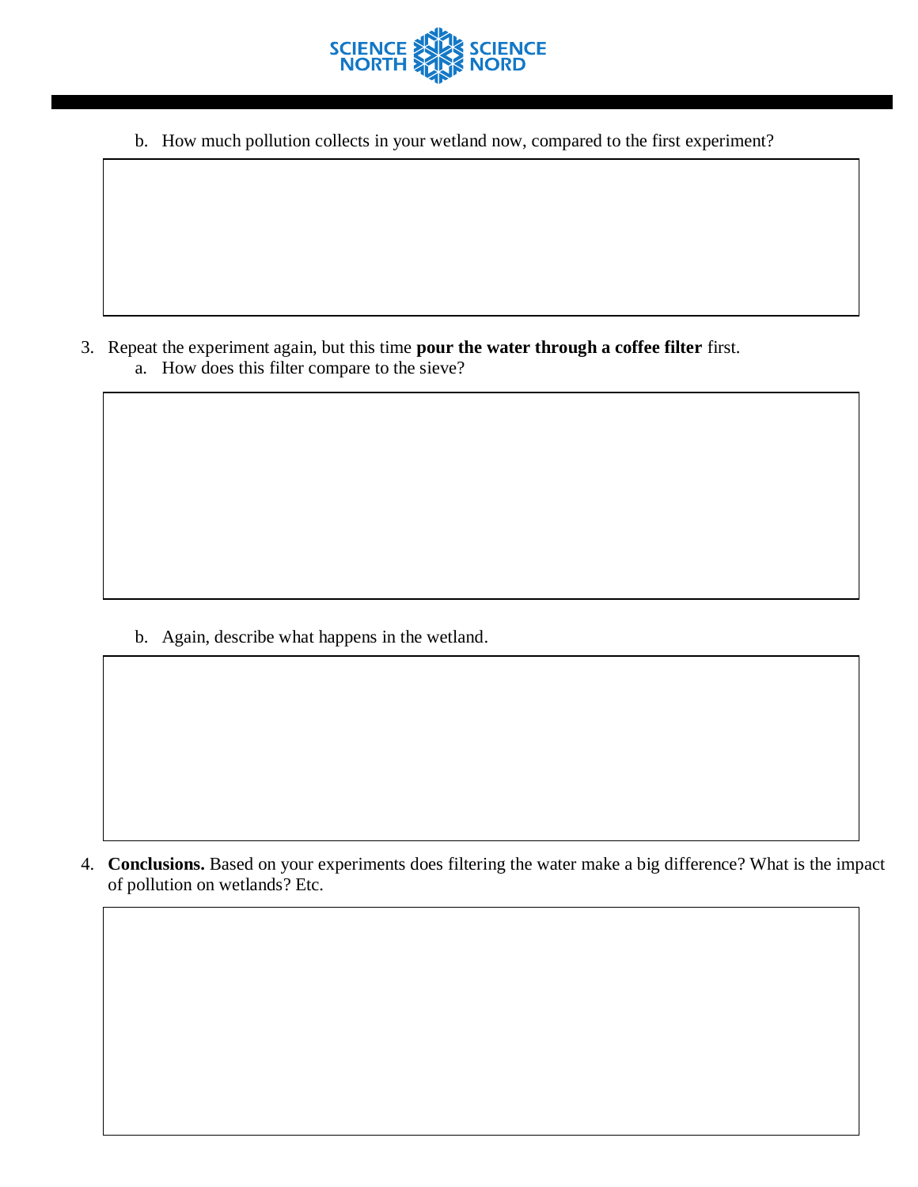b. How much pollution collects in your wetland now, compared to the first experiment?

3. Repeat the experiment again, but this time **pour the water through a coffee filter** first.
   a. How does this filter compare to the sieve?

   b. Again, describe what happens in the wetland.

4. **Conclusions.** Based on your experiments does filtering the water make a big difference? What is the impact of pollution on wetlands? Etc.